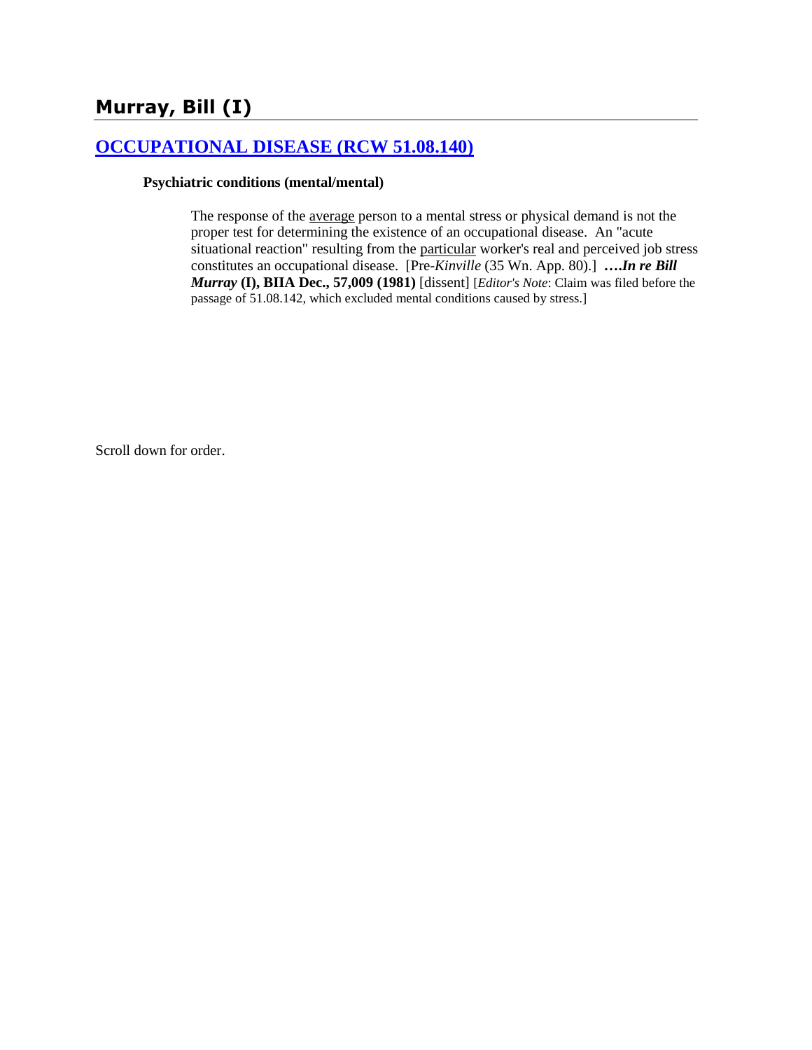# Murray, Bill (I)

## [OCCUPATIONAL DISEASE (RCW 51.08.140)](#)

### Psychiatric conditions (mental/mental)

> The response of the <u>average</u> person to a mental stress or physical demand is not the proper test for determining the existence of an occupational disease. An "acute situational reaction" resulting from the <u>particular</u> worker's real and perceived job stress constitutes an occupational disease. [Pre-*Kinville* (35 Wn. App. 80).] ***….In re Bill Murray* (I), BIIA Dec., 57,009 (1981)** [dissent] [*Editor's Note*: Claim was filed before the passage of 51.08.142, which excluded mental conditions caused by stress.]

Scroll down for order.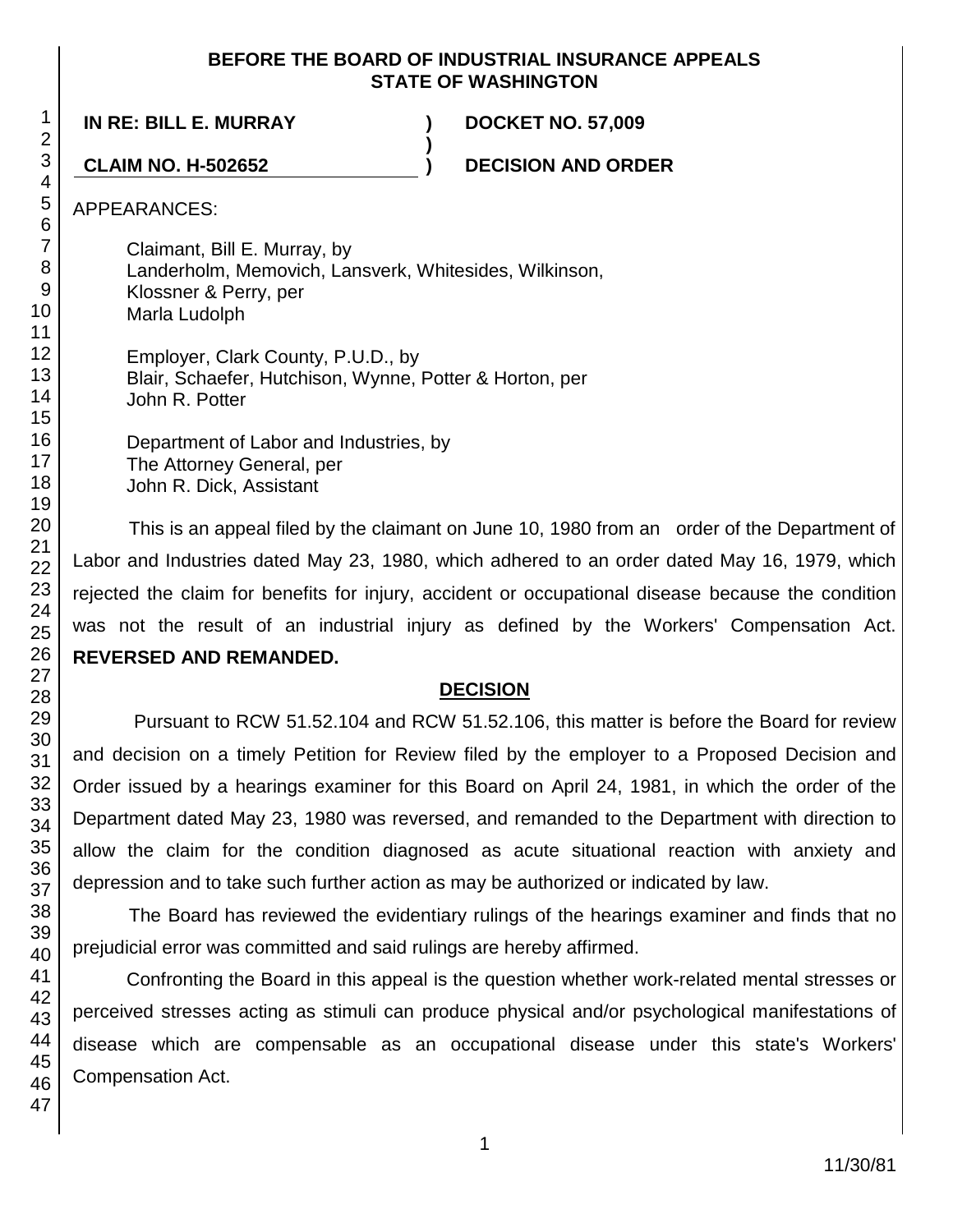**BEFORE THE BOARD OF INDUSTRIAL INSURANCE APPEALS**
**STATE OF WASHINGTON**

| | | |
|---|---|---|
| **IN RE: BILL E. MURRAY** | **)** | **DOCKET NO. 57,009** |
| | **)** | |
| **CLAIM NO. H-502652** | **)** | **DECISION AND ORDER** |

APPEARANCES:

Claimant, Bill E. Murray, by
Landerholm, Memovich, Lansverk, Whitesides, Wilkinson,
Klossner & Perry, per
Marla Ludolph

Employer, Clark County, P.U.D., by
Blair, Schaefer, Hutchison, Wynne, Potter & Horton, per
John R. Potter

Department of Labor and Industries, by
The Attorney General, per
John R. Dick, Assistant

This is an appeal filed by the claimant on June 10, 1980 from an order of the Department of Labor and Industries dated May 23, 1980, which adhered to an order dated May 16, 1979, which rejected the claim for benefits for injury, accident or occupational disease because the condition was not the result of an industrial injury as defined by the Workers' Compensation Act. **REVERSED AND REMANDED.**

## DECISION

Pursuant to RCW 51.52.104 and RCW 51.52.106, this matter is before the Board for review and decision on a timely Petition for Review filed by the employer to a Proposed Decision and Order issued by a hearings examiner for this Board on April 24, 1981, in which the order of the Department dated May 23, 1980 was reversed, and remanded to the Department with direction to allow the claim for the condition diagnosed as acute situational reaction with anxiety and depression and to take such further action as may be authorized or indicated by law.

The Board has reviewed the evidentiary rulings of the hearings examiner and finds that no prejudicial error was committed and said rulings are hereby affirmed.

Confronting the Board in this appeal is the question whether work-related mental stresses or perceived stresses acting as stimuli can produce physical and/or psychological manifestations of disease which are compensable as an occupational disease under this state's Workers' Compensation Act.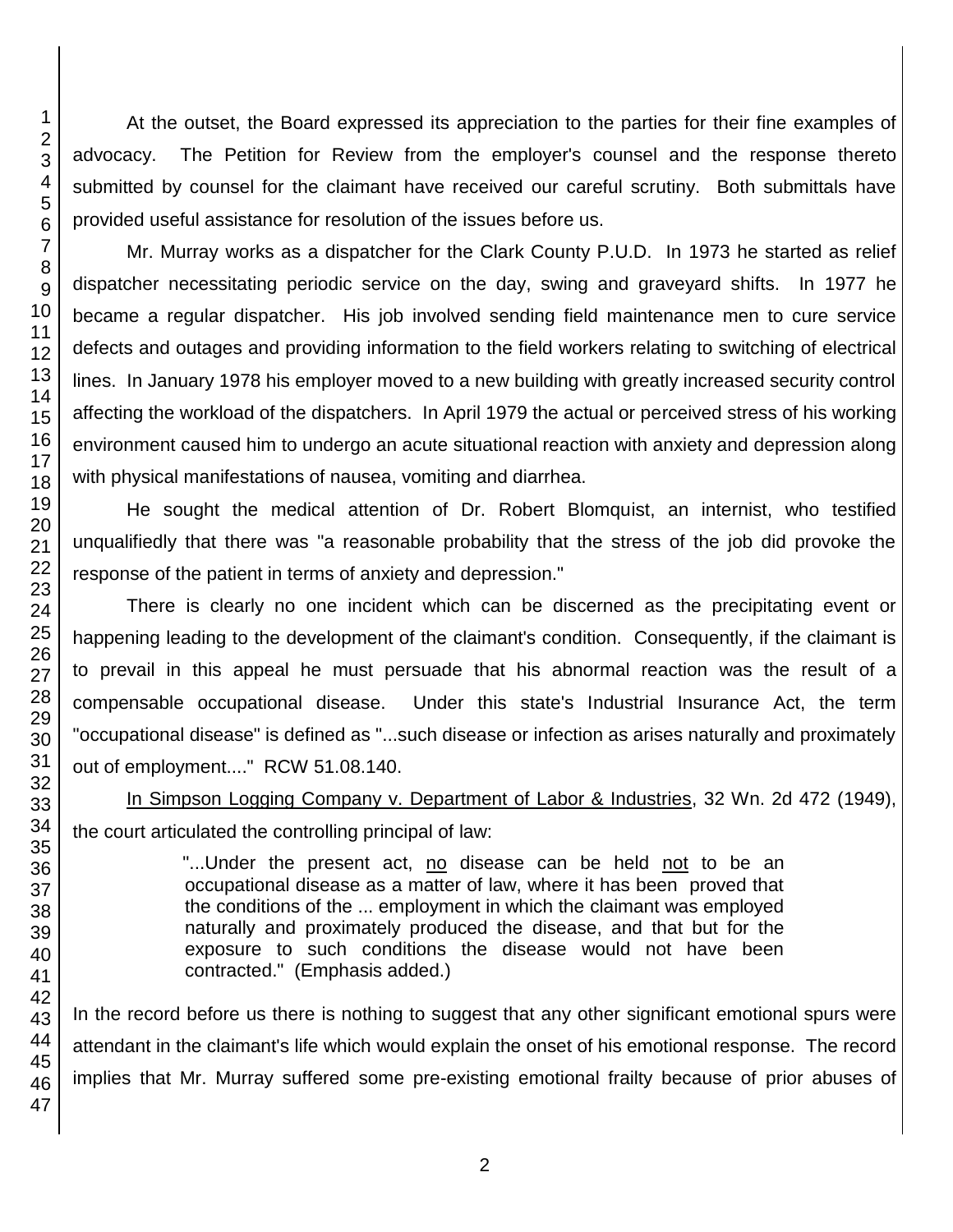At the outset, the Board expressed its appreciation to the parties for their fine examples of advocacy. The Petition for Review from the employer's counsel and the response thereto submitted by counsel for the claimant have received our careful scrutiny. Both submittals have provided useful assistance for resolution of the issues before us.

Mr. Murray works as a dispatcher for the Clark County P.U.D. In 1973 he started as relief dispatcher necessitating periodic service on the day, swing and graveyard shifts. In 1977 he became a regular dispatcher. His job involved sending field maintenance men to cure service defects and outages and providing information to the field workers relating to switching of electrical lines. In January 1978 his employer moved to a new building with greatly increased security control affecting the workload of the dispatchers. In April 1979 the actual or perceived stress of his working environment caused him to undergo an acute situational reaction with anxiety and depression along with physical manifestations of nausea, vomiting and diarrhea.

He sought the medical attention of Dr. Robert Blomquist, an internist, who testified unqualifiedly that there was "a reasonable probability that the stress of the job did provoke the response of the patient in terms of anxiety and depression."

There is clearly no one incident which can be discerned as the precipitating event or happening leading to the development of the claimant's condition. Consequently, if the claimant is to prevail in this appeal he must persuade that his abnormal reaction was the result of a compensable occupational disease. Under this state's Industrial Insurance Act, the term "occupational disease" is defined as "...such disease or infection as arises naturally and proximately out of employment...." RCW 51.08.140.

In Simpson Logging Company v. Department of Labor & Industries, 32 Wn. 2d 472 (1949), the court articulated the controlling principal of law:

> "...Under the present act, no disease can be held not to be an occupational disease as a matter of law, where it has been proved that the conditions of the ... employment in which the claimant was employed naturally and proximately produced the disease, and that but for the exposure to such conditions the disease would not have been contracted." (Emphasis added.)

In the record before us there is nothing to suggest that any other significant emotional spurs were attendant in the claimant's life which would explain the onset of his emotional response. The record implies that Mr. Murray suffered some pre-existing emotional frailty because of prior abuses of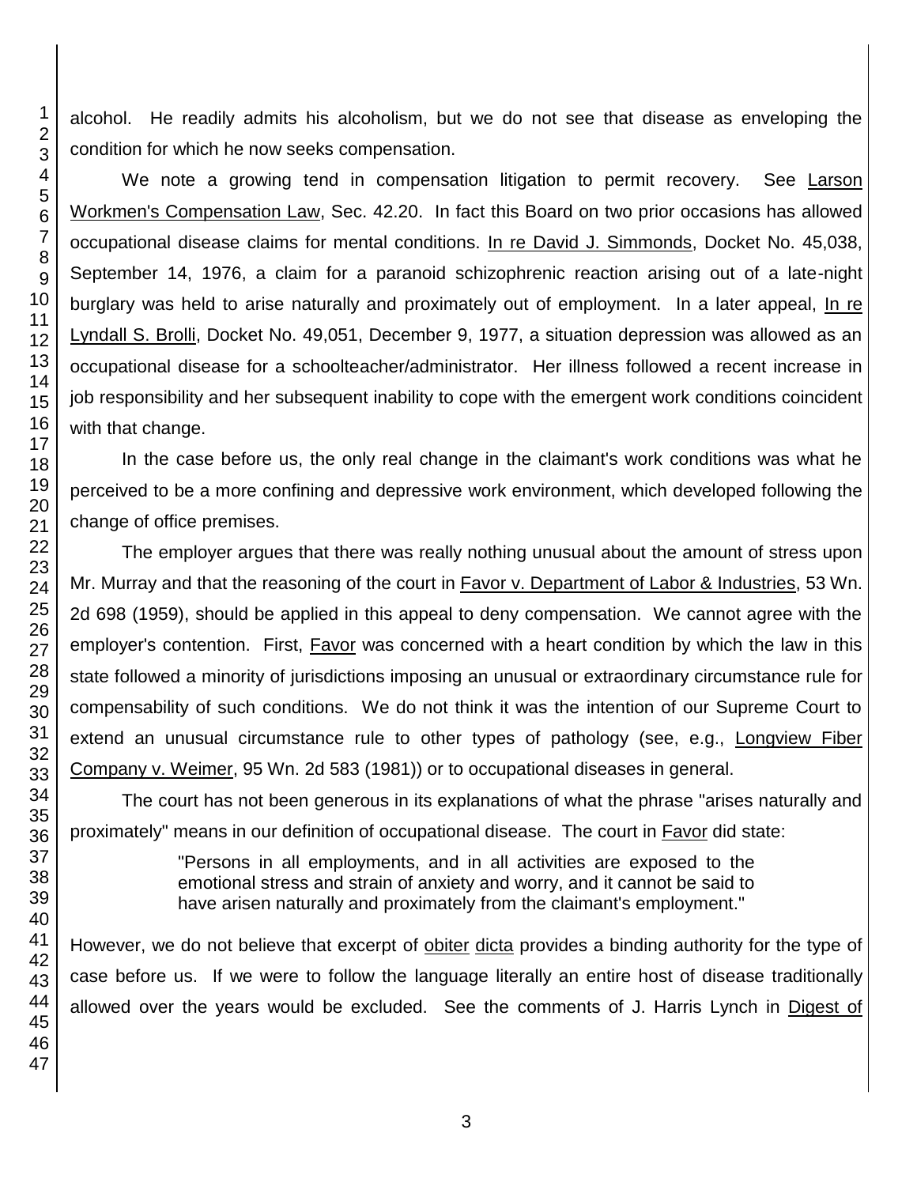alcohol. He readily admits his alcoholism, but we do not see that disease as enveloping the condition for which he now seeks compensation.

We note a growing tend in compensation litigation to permit recovery. See Larson Workmen's Compensation Law, Sec. 42.20. In fact this Board on two prior occasions has allowed occupational disease claims for mental conditions. In re David J. Simmonds, Docket No. 45,038, September 14, 1976, a claim for a paranoid schizophrenic reaction arising out of a late-night burglary was held to arise naturally and proximately out of employment. In a later appeal, In re Lyndall S. Brolli, Docket No. 49,051, December 9, 1977, a situation depression was allowed as an occupational disease for a schoolteacher/administrator. Her illness followed a recent increase in job responsibility and her subsequent inability to cope with the emergent work conditions coincident with that change.

In the case before us, the only real change in the claimant's work conditions was what he perceived to be a more confining and depressive work environment, which developed following the change of office premises.

The employer argues that there was really nothing unusual about the amount of stress upon Mr. Murray and that the reasoning of the court in Favor v. Department of Labor & Industries, 53 Wn. 2d 698 (1959), should be applied in this appeal to deny compensation. We cannot agree with the employer's contention. First, Favor was concerned with a heart condition by which the law in this state followed a minority of jurisdictions imposing an unusual or extraordinary circumstance rule for compensability of such conditions. We do not think it was the intention of our Supreme Court to extend an unusual circumstance rule to other types of pathology (see, e.g., Longview Fiber Company v. Weimer, 95 Wn. 2d 583 (1981)) or to occupational diseases in general.

The court has not been generous in its explanations of what the phrase "arises naturally and proximately" means in our definition of occupational disease. The court in Favor did state:

> "Persons in all employments, and in all activities are exposed to the emotional stress and strain of anxiety and worry, and it cannot be said to have arisen naturally and proximately from the claimant's employment."

However, we do not believe that excerpt of obiter dicta provides a binding authority for the type of case before us. If we were to follow the language literally an entire host of disease traditionally allowed over the years would be excluded. See the comments of J. Harris Lynch in Digest of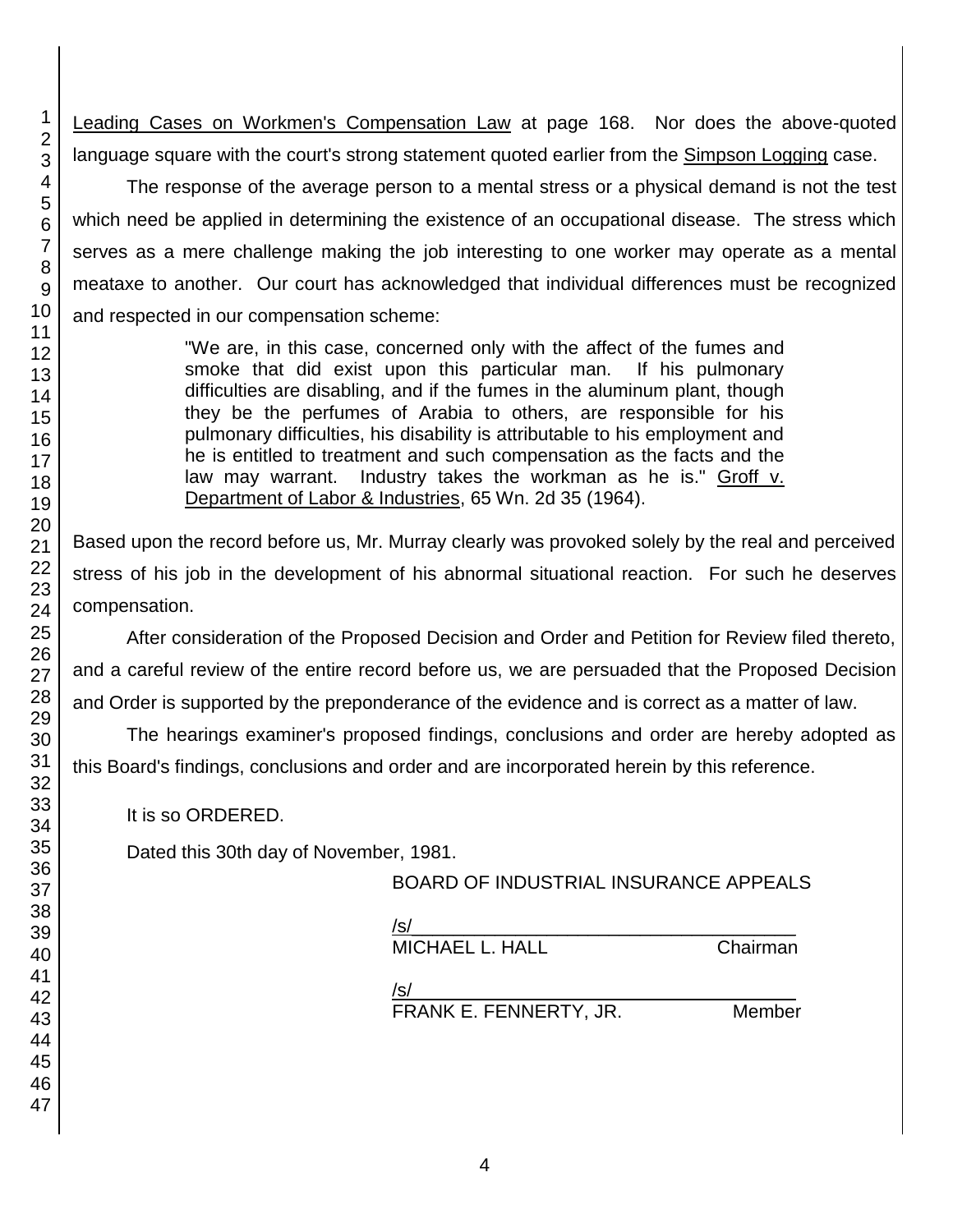Leading Cases on Workmen's Compensation Law at page 168. Nor does the above-quoted language square with the court's strong statement quoted earlier from the Simpson Logging case.

The response of the average person to a mental stress or a physical demand is not the test which need be applied in determining the existence of an occupational disease. The stress which serves as a mere challenge making the job interesting to one worker may operate as a mental meataxe to another. Our court has acknowledged that individual differences must be recognized and respected in our compensation scheme:

> "We are, in this case, concerned only with the affect of the fumes and smoke that did exist upon this particular man. If his pulmonary difficulties are disabling, and if the fumes in the aluminum plant, though they be the perfumes of Arabia to others, are responsible for his pulmonary difficulties, his disability is attributable to his employment and he is entitled to treatment and such compensation as the facts and the law may warrant. Industry takes the workman as he is." Groff v. Department of Labor & Industries, 65 Wn. 2d 35 (1964).

Based upon the record before us, Mr. Murray clearly was provoked solely by the real and perceived stress of his job in the development of his abnormal situational reaction. For such he deserves compensation.

After consideration of the Proposed Decision and Order and Petition for Review filed thereto, and a careful review of the entire record before us, we are persuaded that the Proposed Decision and Order is supported by the preponderance of the evidence and is correct as a matter of law.

The hearings examiner's proposed findings, conclusions and order are hereby adopted as this Board's findings, conclusions and order and are incorporated herein by this reference.

It is so ORDERED.

Dated this 30th day of November, 1981.

BOARD OF INDUSTRIAL INSURANCE APPEALS

/s/
MICHAEL L. HALL Chairman

/s/
FRANK E. FENNERTY, JR. Member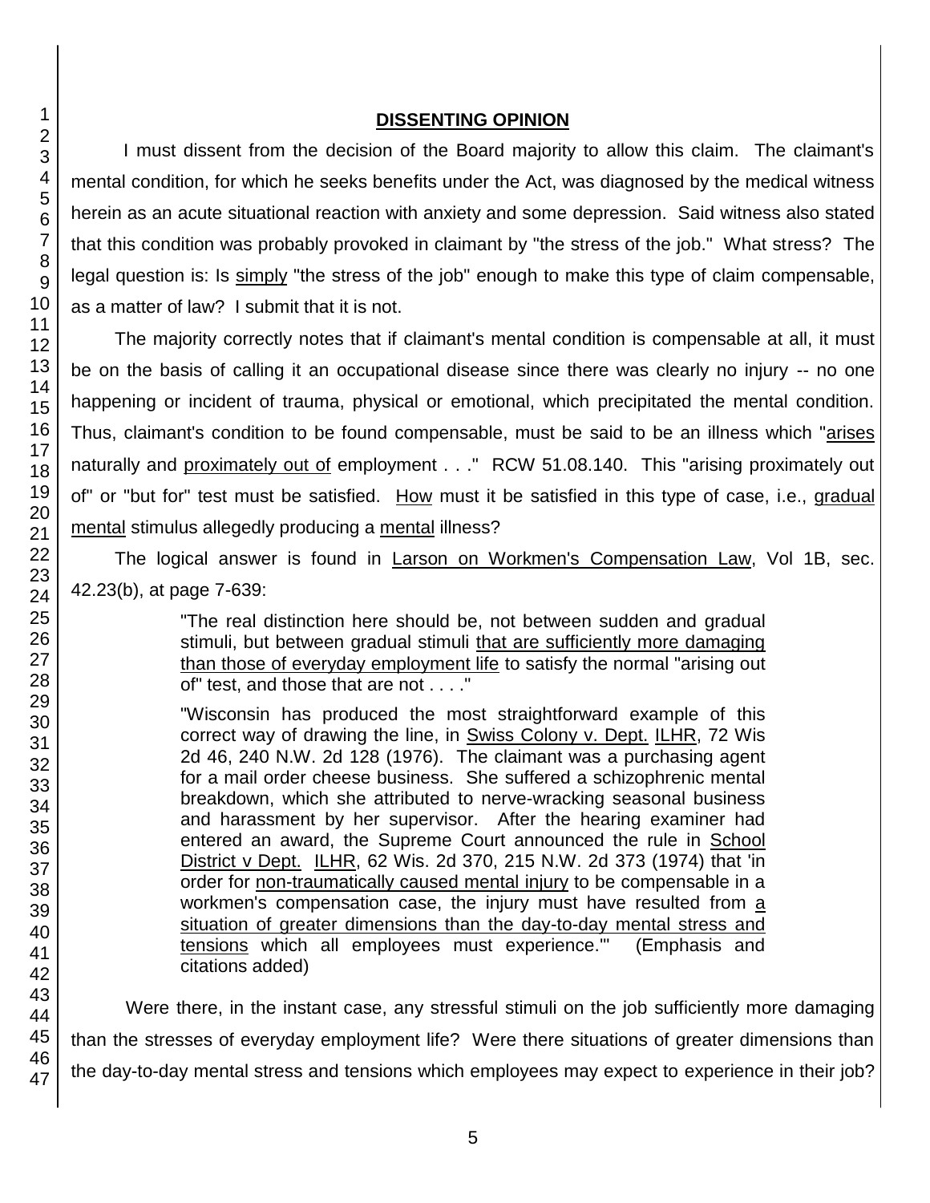## DISSENTING OPINION

I must dissent from the decision of the Board majority to allow this claim. The claimant's mental condition, for which he seeks benefits under the Act, was diagnosed by the medical witness herein as an acute situational reaction with anxiety and some depression. Said witness also stated that this condition was probably provoked in claimant by "the stress of the job." What stress? The legal question is: Is simply "the stress of the job" enough to make this type of claim compensable, as a matter of law? I submit that it is not.

The majority correctly notes that if claimant's mental condition is compensable at all, it must be on the basis of calling it an occupational disease since there was clearly no injury -- no one happening or incident of trauma, physical or emotional, which precipitated the mental condition. Thus, claimant's condition to be found compensable, must be said to be an illness which "arises naturally and proximately out of employment . . ." RCW 51.08.140. This "arising proximately out of" or "but for" test must be satisfied. How must it be satisfied in this type of case, i.e., gradual mental stimulus allegedly producing a mental illness?

The logical answer is found in Larson on Workmen's Compensation Law, Vol 1B, sec. 42.23(b), at page 7-639:

> "The real distinction here should be, not between sudden and gradual stimuli, but between gradual stimuli that are sufficiently more damaging than those of everyday employment life to satisfy the normal "arising out of" test, and those that are not . . . ."
>
> "Wisconsin has produced the most straightforward example of this correct way of drawing the line, in Swiss Colony v. Dept. ILHR, 72 Wis 2d 46, 240 N.W. 2d 128 (1976). The claimant was a purchasing agent for a mail order cheese business. She suffered a schizophrenic mental breakdown, which she attributed to nerve-wracking seasonal business and harassment by her supervisor. After the hearing examiner had entered an award, the Supreme Court announced the rule in School District v Dept. ILHR, 62 Wis. 2d 370, 215 N.W. 2d 373 (1974) that 'in order for non-traumatically caused mental injury to be compensable in a workmen's compensation case, the injury must have resulted from a situation of greater dimensions than the day-to-day mental stress and tensions which all employees must experience.'" (Emphasis and citations added)

Were there, in the instant case, any stressful stimuli on the job sufficiently more damaging than the stresses of everyday employment life? Were there situations of greater dimensions than the day-to-day mental stress and tensions which employees may expect to experience in their job?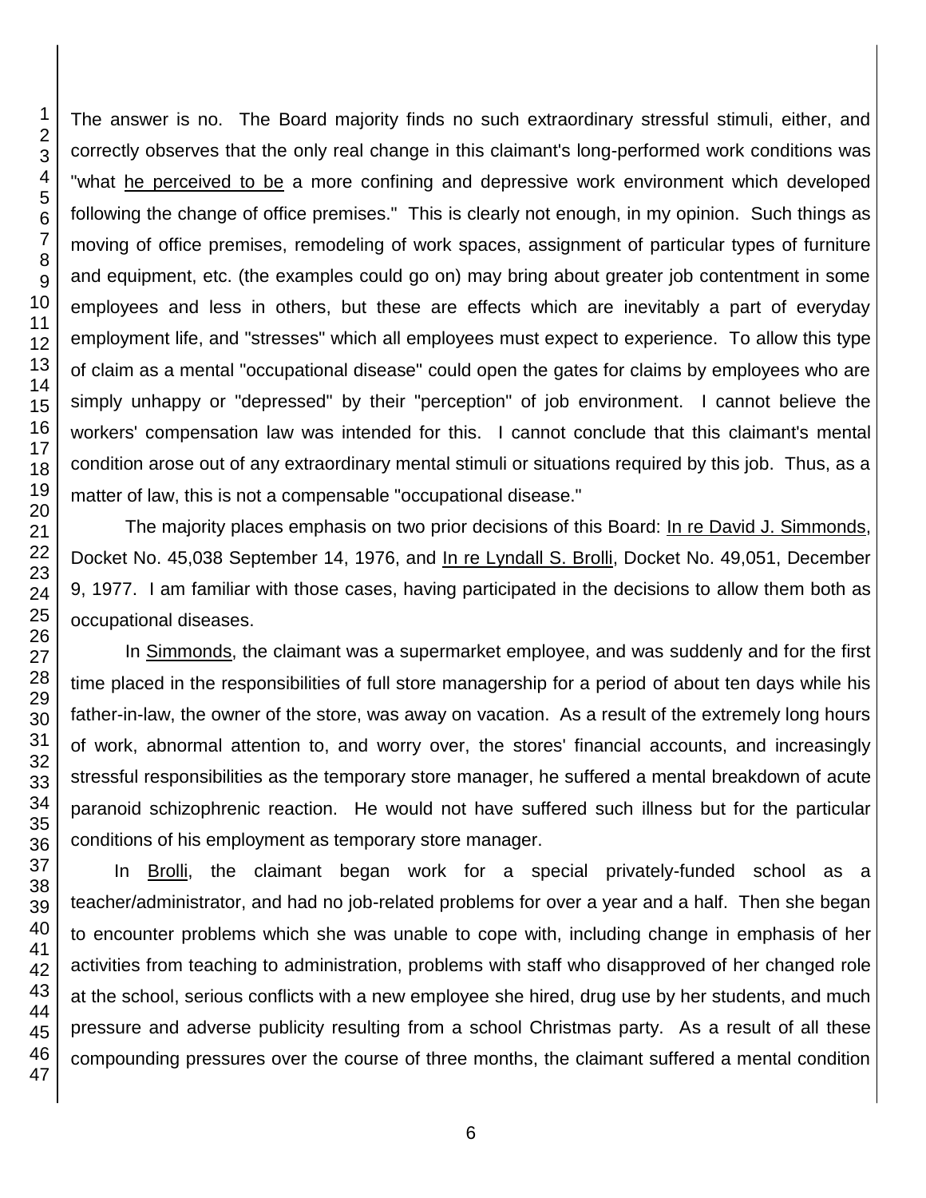The answer is no. The Board majority finds no such extraordinary stressful stimuli, either, and correctly observes that the only real change in this claimant's long-performed work conditions was "what he perceived to be a more confining and depressive work environment which developed following the change of office premises." This is clearly not enough, in my opinion. Such things as moving of office premises, remodeling of work spaces, assignment of particular types of furniture and equipment, etc. (the examples could go on) may bring about greater job contentment in some employees and less in others, but these are effects which are inevitably a part of everyday employment life, and "stresses" which all employees must expect to experience. To allow this type of claim as a mental "occupational disease" could open the gates for claims by employees who are simply unhappy or "depressed" by their "perception" of job environment. I cannot believe the workers' compensation law was intended for this. I cannot conclude that this claimant's mental condition arose out of any extraordinary mental stimuli or situations required by this job. Thus, as a matter of law, this is not a compensable "occupational disease."

The majority places emphasis on two prior decisions of this Board: In re David J. Simmonds, Docket No. 45,038 September 14, 1976, and In re Lyndall S. Brolli, Docket No. 49,051, December 9, 1977. I am familiar with those cases, having participated in the decisions to allow them both as occupational diseases.

In Simmonds, the claimant was a supermarket employee, and was suddenly and for the first time placed in the responsibilities of full store managership for a period of about ten days while his father-in-law, the owner of the store, was away on vacation. As a result of the extremely long hours of work, abnormal attention to, and worry over, the stores' financial accounts, and increasingly stressful responsibilities as the temporary store manager, he suffered a mental breakdown of acute paranoid schizophrenic reaction. He would not have suffered such illness but for the particular conditions of his employment as temporary store manager.

In Brolli, the claimant began work for a special privately-funded school as a teacher/administrator, and had no job-related problems for over a year and a half. Then she began to encounter problems which she was unable to cope with, including change in emphasis of her activities from teaching to administration, problems with staff who disapproved of her changed role at the school, serious conflicts with a new employee she hired, drug use by her students, and much pressure and adverse publicity resulting from a school Christmas party. As a result of all these compounding pressures over the course of three months, the claimant suffered a mental condition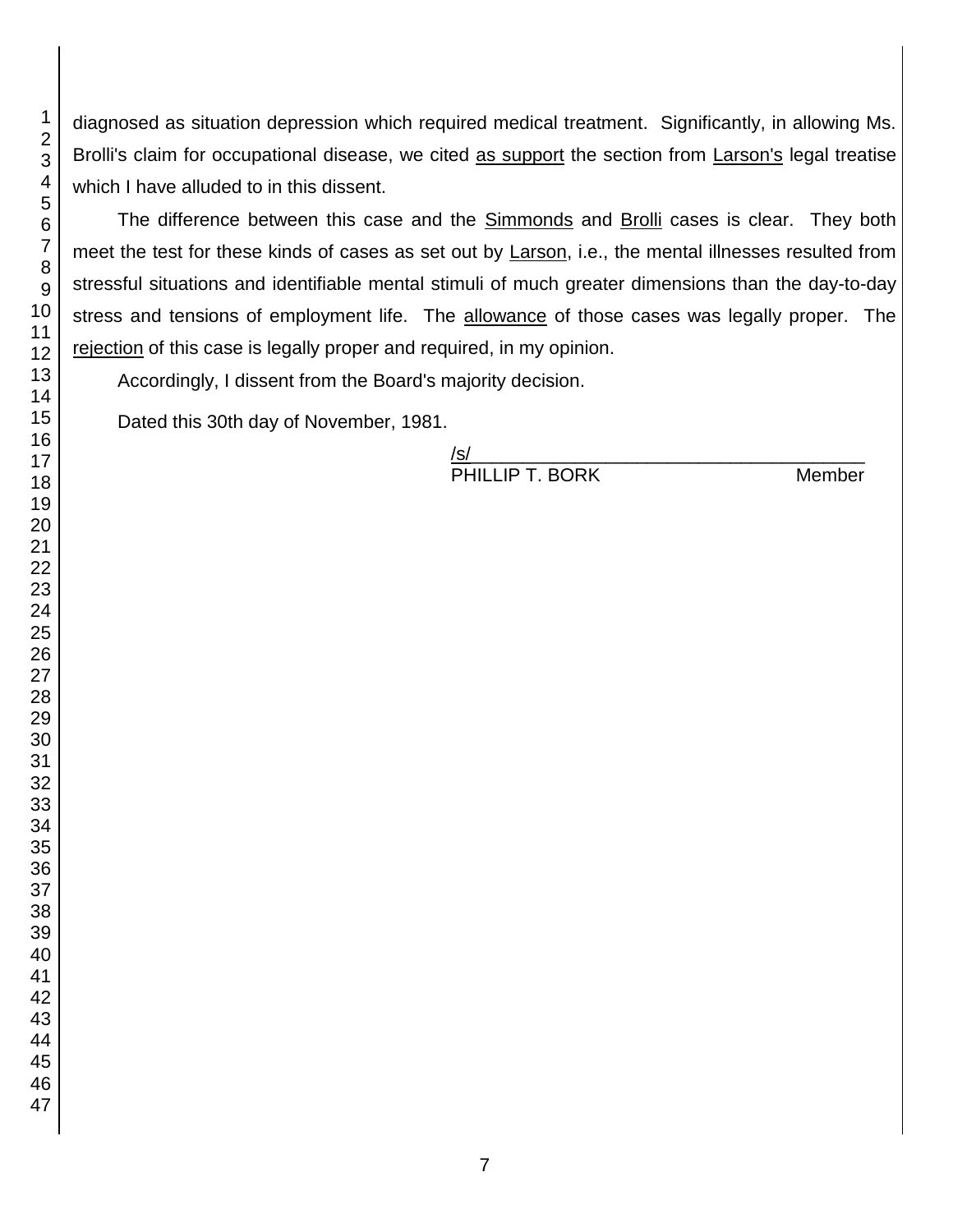diagnosed as situation depression which required medical treatment. Significantly, in allowing Ms. Brolli's claim for occupational disease, we cited as support the section from Larson's legal treatise which I have alluded to in this dissent.

The difference between this case and the Simmonds and Brolli cases is clear. They both meet the test for these kinds of cases as set out by Larson, i.e., the mental illnesses resulted from stressful situations and identifiable mental stimuli of much greater dimensions than the day-to-day stress and tensions of employment life. The allowance of those cases was legally proper. The rejection of this case is legally proper and required, in my opinion.

Accordingly, I dissent from the Board's majority decision.

Dated this 30th day of November, 1981.

/s/\_\_\_\_\_\_\_\_\_\_\_\_\_\_\_\_\_\_\_\_\_\_\_\_\_\_\_\_\_\_\_\_\_\_\_\_\_\_
PHILLIP T. BORK Member